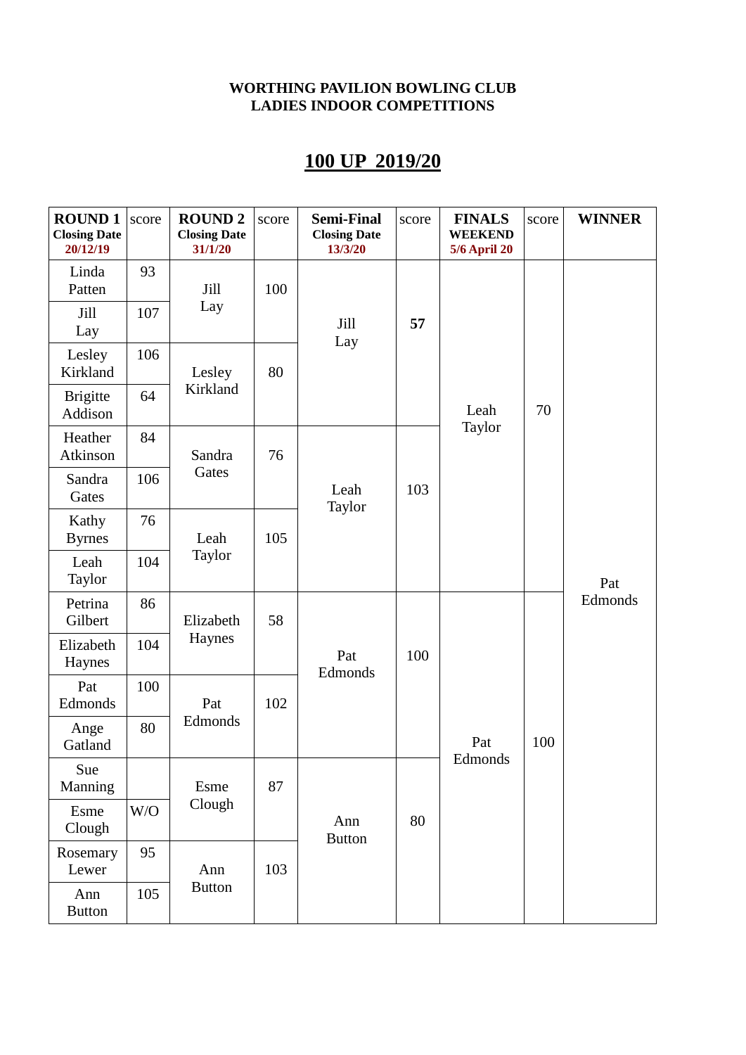**WORTHING PAVILION BOWLING CLUB**
**LADIES INDOOR COMPETITIONS**

# 100 UP 2019/20

| **ROUND 1** Closing Date 20/12/19 | score | **ROUND 2** Closing Date 31/1/20 | score | **Semi-Final** Closing Date 13/3/20 | score | **FINALS WEEKEND** 5/6 April 20 | score | **WINNER** |
|---|---|---|---|---|---|---|---|---|
| Linda Patten | 93 | Jill Lay | 100 | Jill Lay | **57** | Leah Taylor | 70 | Pat Edmonds |
| Jill Lay | 107 | | | | | | | |
| Lesley Kirkland | 106 | Lesley Kirkland | 80 | | | | | |
| Brigitte Addison | 64 | | | | | | | |
| Heather Atkinson | 84 | Sandra Gates | 76 | Leah Taylor | 103 | | | |
| Sandra Gates | 106 | | | | | | | |
| Kathy Byrnes | 76 | Leah Taylor | 105 | | | | | |
| Leah Taylor | 104 | | | | | | | |
| Petrina Gilbert | 86 | Elizabeth Haynes | 58 | Pat Edmonds | 100 | Pat Edmonds | 100 | |
| Elizabeth Haynes | 104 | | | | | | | |
| Pat Edmonds | 100 | Pat Edmonds | 102 | | | | | |
| Ange Gatland | 80 | | | | | | | |
| Sue Manning | | Esme Clough | 87 | Ann Button | 80 | | | |
| Esme Clough | W/O | | | | | | | |
| Rosemary Lewer | 95 | Ann Button | 103 | | | | | |
| Ann Button | 105 | | | | | | | |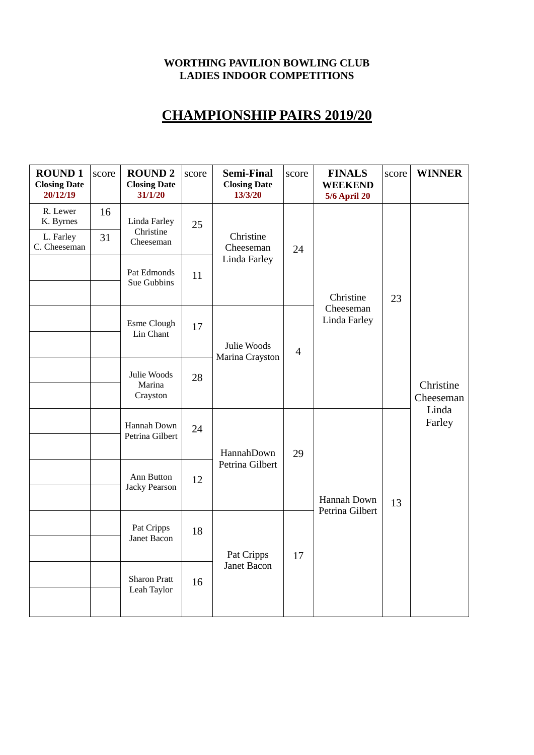**WORTHING PAVILION BOWLING CLUB**
**LADIES INDOOR COMPETITIONS**

# CHAMPIONSHIP PAIRS 2019/20

| ROUND 1 Closing Date 20/12/19 | score | ROUND 2 Closing Date 31/1/20 | score | Semi-Final Closing Date 13/3/20 | score | FINALS WEEKEND 5/6 April 20 | score | WINNER |
|---|---|---|---|---|---|---|---|---|
| R. Lewer K. Byrnes | 16 | Linda Farley Christine Cheeseman | 25 | Christine Cheeseman Linda Farley | 24 | Christine Cheeseman Linda Farley | 23 | Christine Cheeseman Linda Farley |
| L. Farley C. Cheeseman | 31 | | | | | | | |
| | | Pat Edmonds Sue Gubbins | 11 | | | | | |
| | | | | | | | | |
| | | Esme Clough Lin Chant | 17 | Julie Woods Marina Crayston | 4 | | | |
| | | | | | | | | |
| | | Julie Woods Marina Crayston | 28 | | | | | |
| | | | | | | | | |
| | | Hannah Down Petrina Gilbert | 24 | HannahDown Petrina Gilbert | 29 | Hannah Down Petrina Gilbert | 13 | |
| | | | | | | | | |
| | | Ann Button Jacky Pearson | 12 | | | | | |
| | | | | | | | | |
| | | Pat Cripps Janet Bacon | 18 | Pat Cripps Janet Bacon | 17 | | | |
| | | | | | | | | |
| | | Sharon Pratt Leah Taylor | 16 | | | | | |
| | | | | | | | | |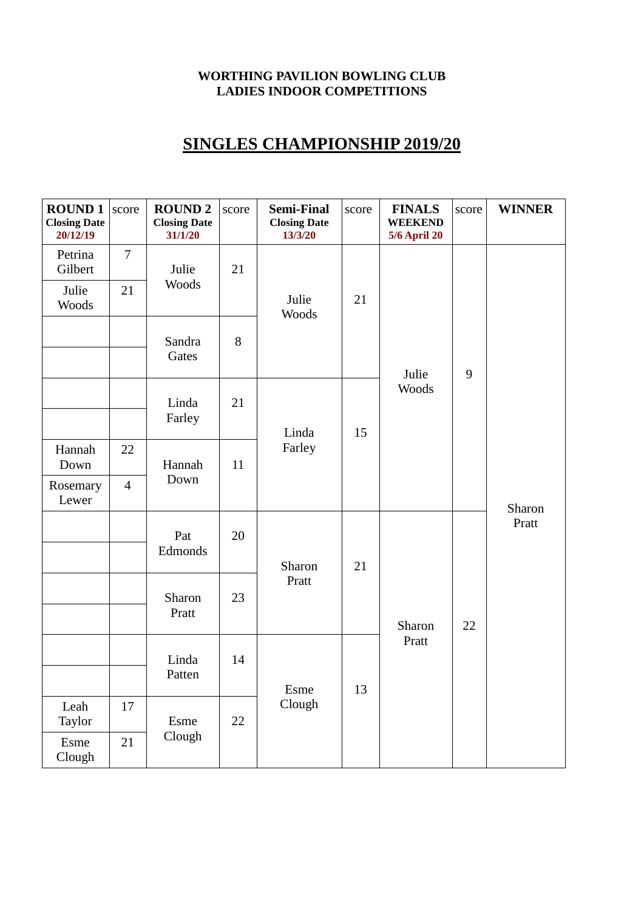**WORTHING PAVILION BOWLING CLUB**
**LADIES INDOOR COMPETITIONS**

# SINGLES CHAMPIONSHIP 2019/20

| ROUND 1 Closing Date 20/12/19 | score | ROUND 2 Closing Date 31/1/20 | score | Semi-Final Closing Date 13/3/20 | score | FINALS WEEKEND 5/6 April 20 | score | WINNER |
|---|---|---|---|---|---|---|---|---|
| Petrina Gilbert | 7 | Julie Woods | 21 | Julie Woods | 21 | Julie Woods | 9 | Sharon Pratt |
| Julie Woods | 21 | | | | | | | |
| | | Sandra Gates | 8 | | | | | |
| | | | | | | | | |
| | | Linda Farley | 21 | Linda Farley | 15 | | | |
| | | | | | | | | |
| Hannah Down | 22 | Hannah Down | 11 | | | | | |
| Rosemary Lewer | 4 | | | | | | | |
| | | Pat Edmonds | 20 | Sharon Pratt | 21 | Sharon Pratt | 22 | |
| | | | | | | | | |
| | | Sharon Pratt | 23 | | | | | |
| | | | | | | | | |
| | | Linda Patten | 14 | Esme Clough | 13 | | | |
| | | | | | | | | |
| Leah Taylor | 17 | Esme Clough | 22 | | | | | |
| Esme Clough | 21 | | | | | | | |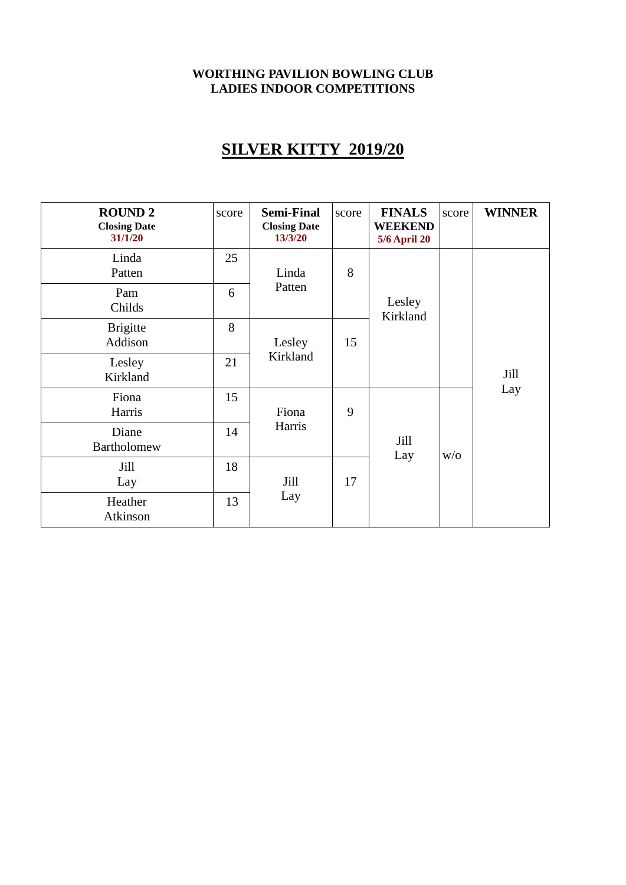**WORTHING PAVILION BOWLING CLUB**
**LADIES INDOOR COMPETITIONS**

# SILVER KITTY 2019/20

| **ROUND 2** Closing Date 31/1/20 | score | **Semi-Final** Closing Date 13/3/20 | score | **FINALS WEEKEND** 5/6 April 20 | score | **WINNER** |
|---|---|---|---|---|---|---|
| Linda Patten | 25 | Linda Patten | 8 | Lesley Kirkland | | Jill Lay |
| Pam Childs | 6 | | | | | |
| Brigitte Addison | 8 | Lesley Kirkland | 15 | | | |
| Lesley Kirkland | 21 | | | | | |
| Fiona Harris | 15 | Fiona Harris | 9 | Jill Lay | w/o | |
| Diane Bartholomew | 14 | | | | | |
| Jill Lay | 18 | Jill Lay | 17 | | | |
| Heather Atkinson | 13 | | | | | |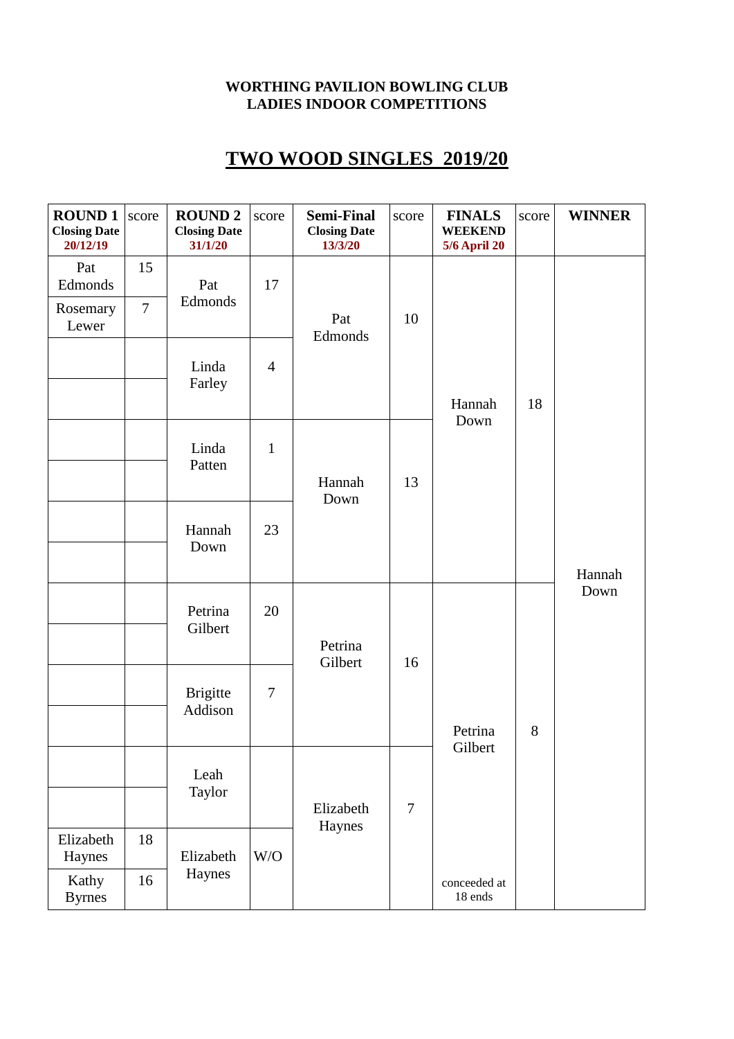**WORTHING PAVILION BOWLING CLUB**
**LADIES INDOOR COMPETITIONS**

# TWO WOOD SINGLES 2019/20

| ROUND 1 Closing Date 20/12/19 | score | ROUND 2 Closing Date 31/1/20 | score | Semi-Final Closing Date 13/3/20 | score | FINALS WEEKEND 5/6 April 20 | score | WINNER |
|---|---|---|---|---|---|---|---|---|
| Pat Edmonds | 15 | Pat Edmonds | 17 | Pat Edmonds | 10 | Hannah Down | 18 | Hannah Down |
| Rosemary Lewer | 7 | | | | | | | |
| | | Linda Farley | 4 | | | | | |
| | | | | | | | | |
| | | Linda Patten | 1 | Hannah Down | 13 | | | |
| | | | | | | | | |
| | | Hannah Down | 23 | | | | | |
| | | | | | | | | |
| | | Petrina Gilbert | 20 | Petrina Gilbert | 16 | Petrina Gilbert | 8 | |
| | | | | | | | | |
| | | Brigitte Addison | 7 | | | | | |
| | | | | | | | | |
| | | Leah Taylor | | Elizabeth Haynes | 7 | | | |
| | | | | | | | | |
| Elizabeth Haynes | 18 | Elizabeth Haynes | W/O | | | | | |
| Kathy Byrnes | 16 | | | | | conceeded at 18 ends | | |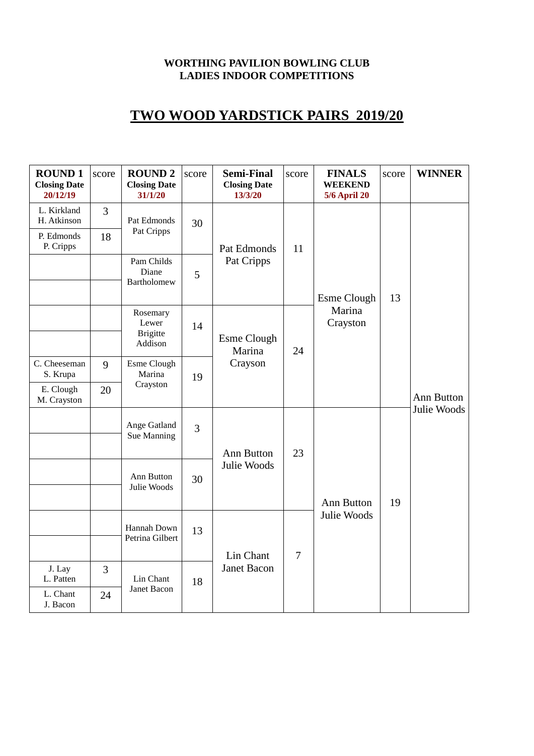**WORTHING PAVILION BOWLING CLUB**
**LADIES INDOOR COMPETITIONS**

# TWO WOOD YARDSTICK PAIRS 2019/20

| ROUND 1 Closing Date 20/12/19 | score | ROUND 2 Closing Date 31/1/20 | score | Semi-Final Closing Date 13/3/20 | score | FINALS WEEKEND 5/6 April 20 | score | WINNER |
|---|---|---|---|---|---|---|---|---|
| L. Kirkland H. Atkinson | 3 | Pat Edmonds Pat Cripps | 30 | Pat Edmonds Pat Cripps | 11 | Esme Clough Marina Crayston | 13 | Ann Button Julie Woods |
| P. Edmonds P. Cripps | 18 | | | | | | | |
| | | Pam Childs Diane Bartholomew | 5 | | | | | |
| | | | | | | | | |
| | | Rosemary Lewer Brigitte Addison | 14 | Esme Clough Marina Crayson | 24 | | | |
| | | | | | | | | |
| C. Cheeseman S. Krupa | 9 | Esme Clough Marina Crayston | 19 | | | | | |
| E. Clough M. Crayston | 20 | | | | | | | |
| | | Ange Gatland Sue Manning | 3 | Ann Button Julie Woods | 23 | Ann Button Julie Woods | 19 | |
| | | | | | | | | |
| | | Ann Button Julie Woods | 30 | | | | | |
| | | | | | | | | |
| | | Hannah Down Petrina Gilbert | 13 | Lin Chant Janet Bacon | 7 | | | |
| | | | | | | | | |
| J. Lay L. Patten | 3 | Lin Chant Janet Bacon | 18 | | | | | |
| L. Chant J. Bacon | 24 | | | | | | | |